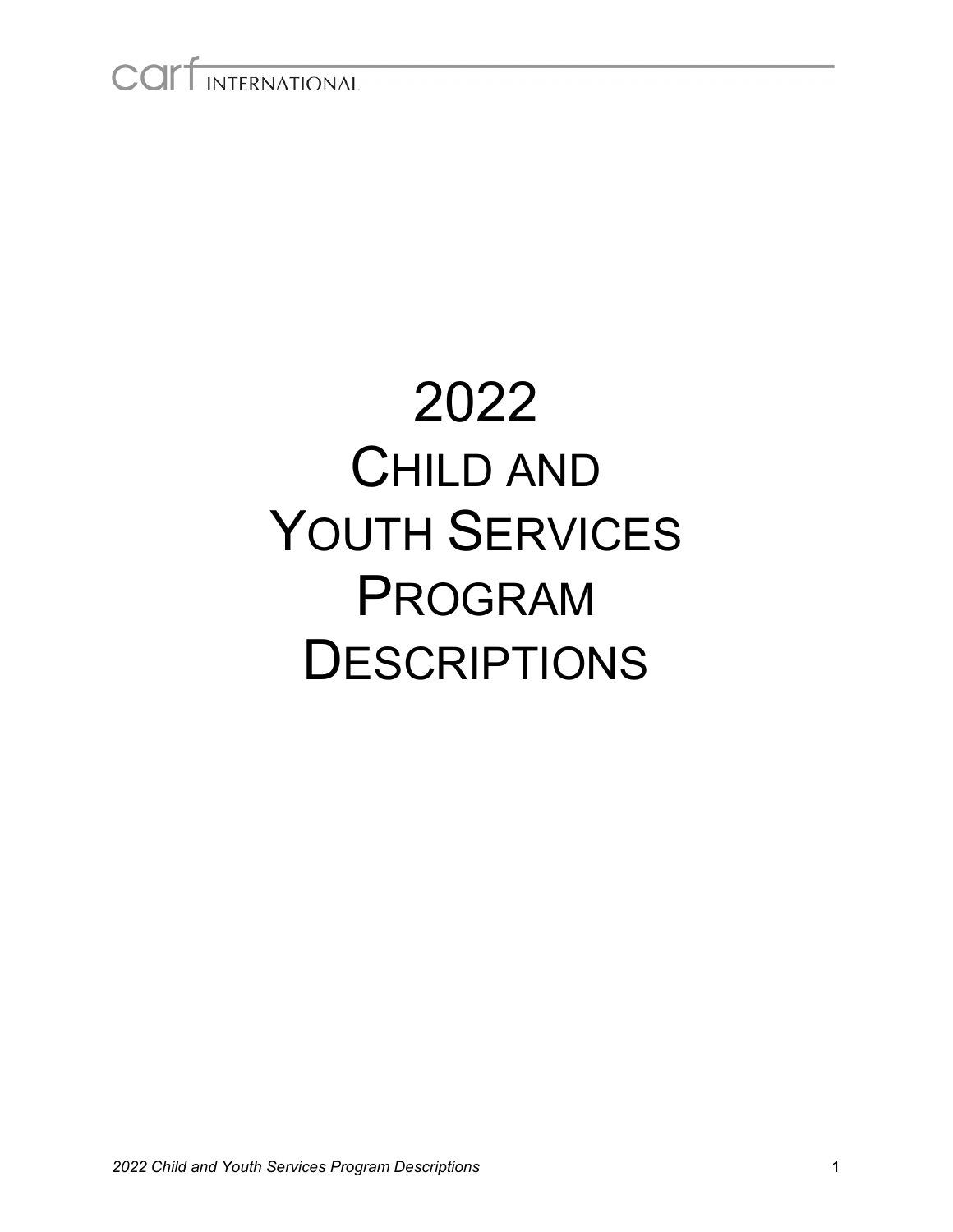# 2022 Child and Youth Services Program Descriptions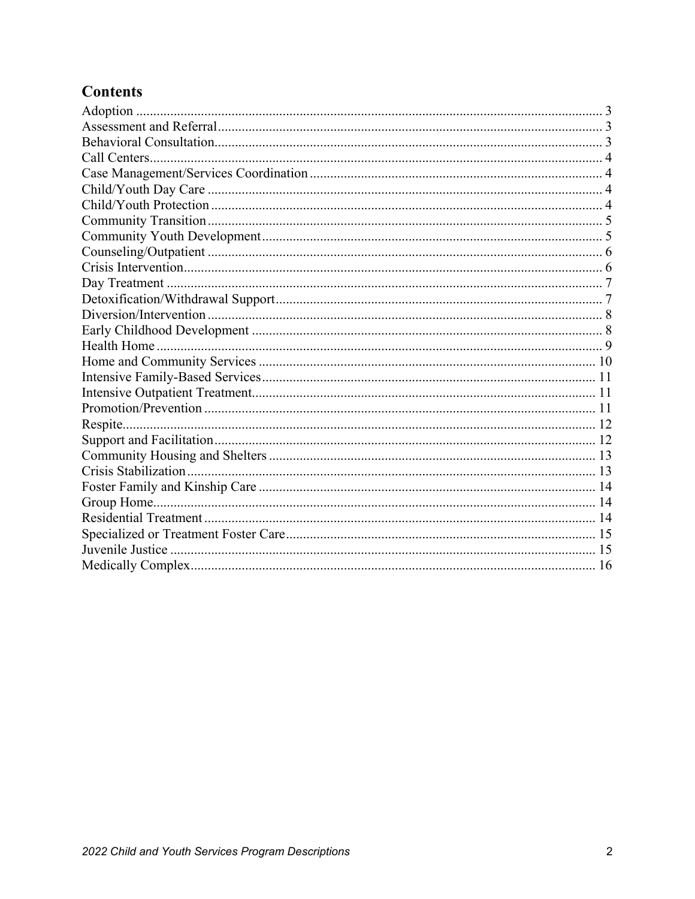## Contents

Adoption ........................................................................................................................ 3
Assessment and Referral ................................................................................................ 3
Behavioral Consultation ................................................................................................. 3
Call Centers .................................................................................................................... 4
Case Management/Services Coordination ..................................................................... 4
Child/Youth Day Care .................................................................................................... 4
Child/Youth Protection .................................................................................................. 4
Community Transition ................................................................................................... 5
Community Youth Development ................................................................................... 5
Counseling/Outpatient ................................................................................................... 6
Crisis Intervention .......................................................................................................... 6
Day Treatment ............................................................................................................... 7
Detoxification/Withdrawal Support ............................................................................... 7
Diversion/Intervention ................................................................................................... 8
Early Childhood Development ...................................................................................... 8
Health Home .................................................................................................................. 9
Home and Community Services .................................................................................. 10
Intensive Family-Based Services ................................................................................. 11
Intensive Outpatient Treatment .................................................................................... 11
Promotion/Prevention .................................................................................................. 11
Respite .......................................................................................................................... 12
Support and Facilitation ............................................................................................... 12
Community Housing and Shelters ............................................................................... 13
Crisis Stabilization ....................................................................................................... 13
Foster Family and Kinship Care .................................................................................. 14
Group Home ................................................................................................................. 14
Residential Treatment .................................................................................................. 14
Specialized or Treatment Foster Care .......................................................................... 15
Juvenile Justice ............................................................................................................ 15
Medically Complex ...................................................................................................... 16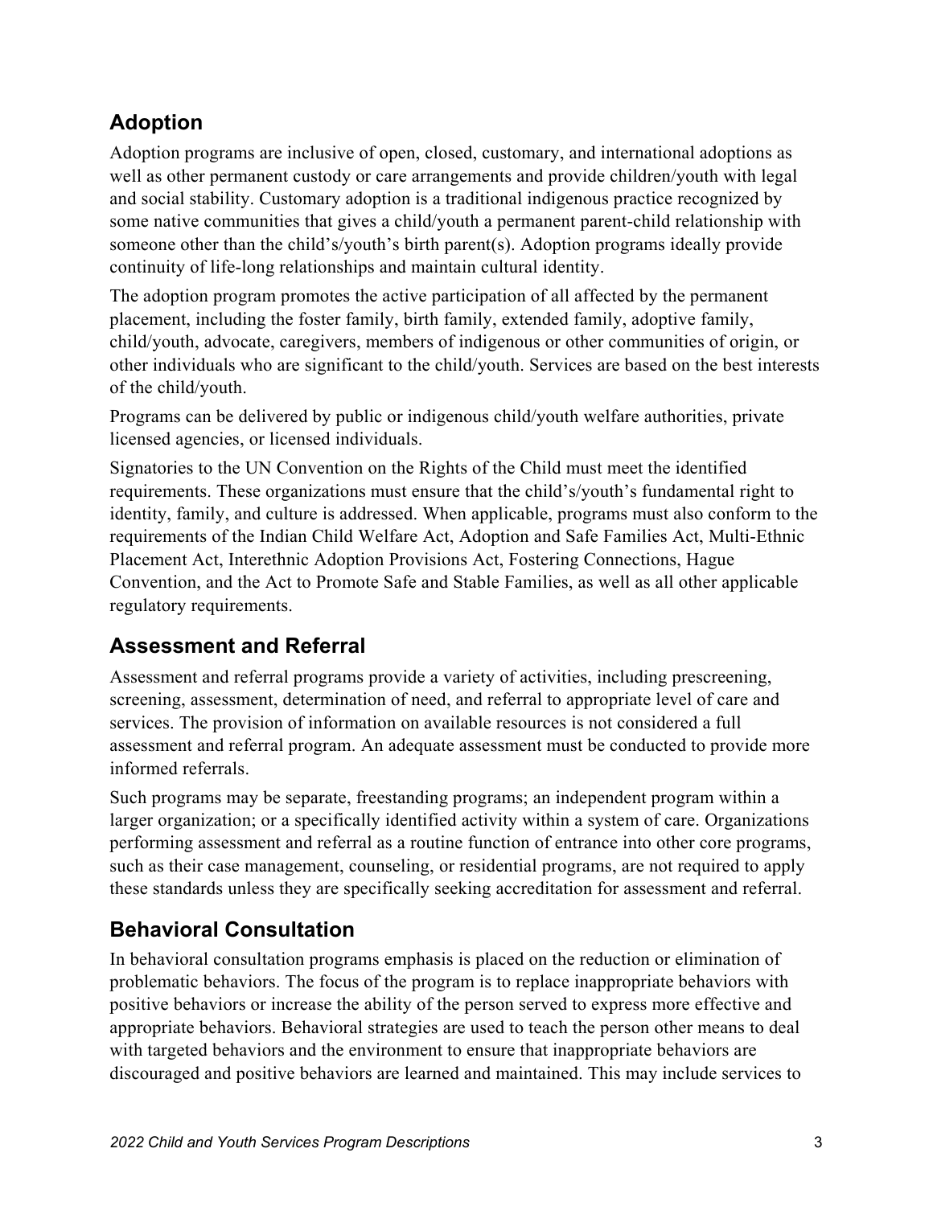## Adoption

Adoption programs are inclusive of open, closed, customary, and international adoptions as well as other permanent custody or care arrangements and provide children/youth with legal and social stability. Customary adoption is a traditional indigenous practice recognized by some native communities that gives a child/youth a permanent parent-child relationship with someone other than the child's/youth's birth parent(s). Adoption programs ideally provide continuity of life-long relationships and maintain cultural identity.

The adoption program promotes the active participation of all affected by the permanent placement, including the foster family, birth family, extended family, adoptive family, child/youth, advocate, caregivers, members of indigenous or other communities of origin, or other individuals who are significant to the child/youth. Services are based on the best interests of the child/youth.

Programs can be delivered by public or indigenous child/youth welfare authorities, private licensed agencies, or licensed individuals.

Signatories to the UN Convention on the Rights of the Child must meet the identified requirements. These organizations must ensure that the child's/youth's fundamental right to identity, family, and culture is addressed. When applicable, programs must also conform to the requirements of the Indian Child Welfare Act, Adoption and Safe Families Act, Multi-Ethnic Placement Act, Interethnic Adoption Provisions Act, Fostering Connections, Hague Convention, and the Act to Promote Safe and Stable Families, as well as all other applicable regulatory requirements.

## Assessment and Referral

Assessment and referral programs provide a variety of activities, including prescreening, screening, assessment, determination of need, and referral to appropriate level of care and services. The provision of information on available resources is not considered a full assessment and referral program. An adequate assessment must be conducted to provide more informed referrals.

Such programs may be separate, freestanding programs; an independent program within a larger organization; or a specifically identified activity within a system of care. Organizations performing assessment and referral as a routine function of entrance into other core programs, such as their case management, counseling, or residential programs, are not required to apply these standards unless they are specifically seeking accreditation for assessment and referral.

## Behavioral Consultation

In behavioral consultation programs emphasis is placed on the reduction or elimination of problematic behaviors. The focus of the program is to replace inappropriate behaviors with positive behaviors or increase the ability of the person served to express more effective and appropriate behaviors. Behavioral strategies are used to teach the person other means to deal with targeted behaviors and the environment to ensure that inappropriate behaviors are discouraged and positive behaviors are learned and maintained. This may include services to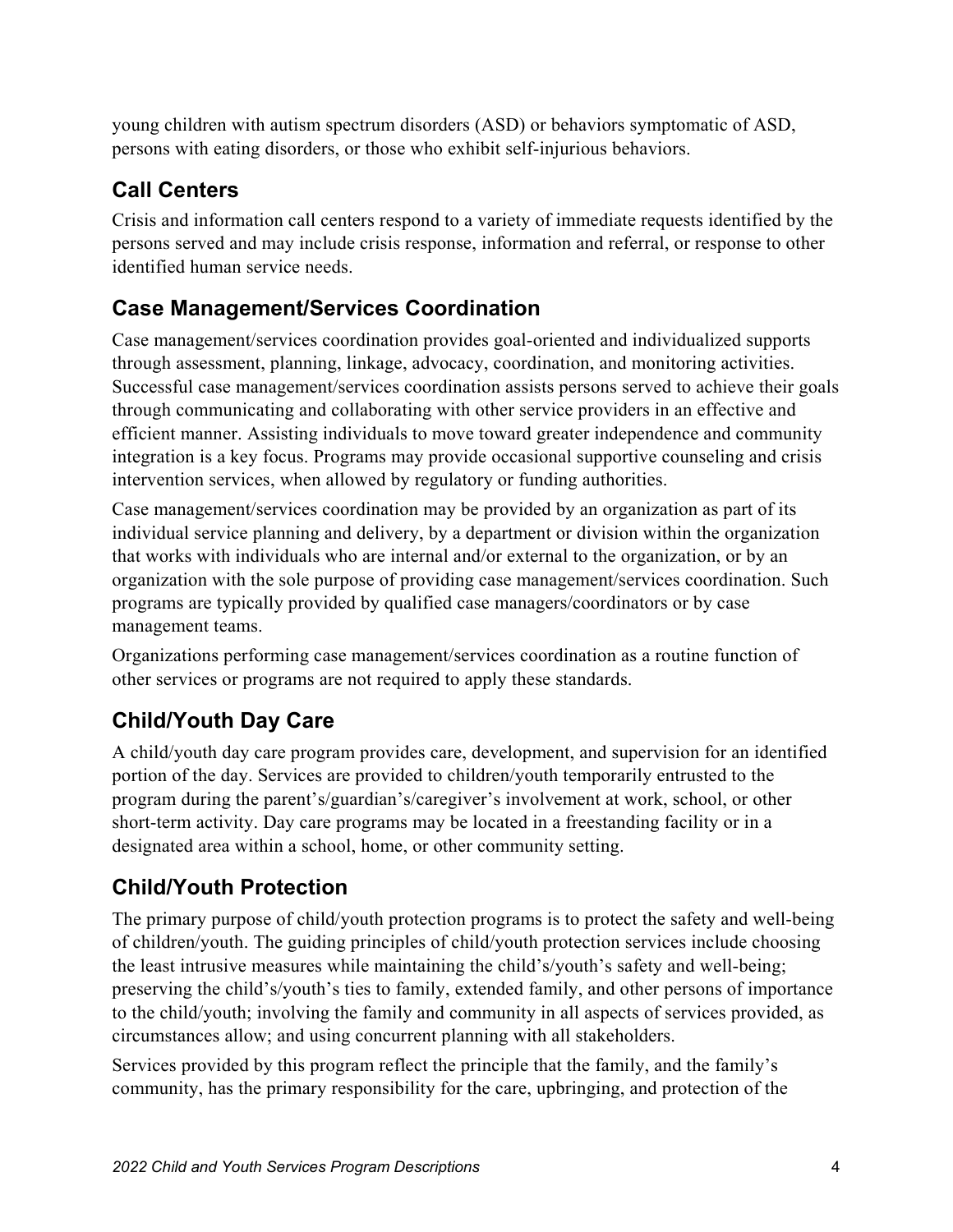young children with autism spectrum disorders (ASD) or behaviors symptomatic of ASD, persons with eating disorders, or those who exhibit self-injurious behaviors.

## Call Centers

Crisis and information call centers respond to a variety of immediate requests identified by the persons served and may include crisis response, information and referral, or response to other identified human service needs.

## Case Management/Services Coordination

Case management/services coordination provides goal-oriented and individualized supports through assessment, planning, linkage, advocacy, coordination, and monitoring activities. Successful case management/services coordination assists persons served to achieve their goals through communicating and collaborating with other service providers in an effective and efficient manner. Assisting individuals to move toward greater independence and community integration is a key focus. Programs may provide occasional supportive counseling and crisis intervention services, when allowed by regulatory or funding authorities.

Case management/services coordination may be provided by an organization as part of its individual service planning and delivery, by a department or division within the organization that works with individuals who are internal and/or external to the organization, or by an organization with the sole purpose of providing case management/services coordination. Such programs are typically provided by qualified case managers/coordinators or by case management teams.

Organizations performing case management/services coordination as a routine function of other services or programs are not required to apply these standards.

## Child/Youth Day Care

A child/youth day care program provides care, development, and supervision for an identified portion of the day. Services are provided to children/youth temporarily entrusted to the program during the parent's/guardian's/caregiver's involvement at work, school, or other short-term activity. Day care programs may be located in a freestanding facility or in a designated area within a school, home, or other community setting.

## Child/Youth Protection

The primary purpose of child/youth protection programs is to protect the safety and well-being of children/youth. The guiding principles of child/youth protection services include choosing the least intrusive measures while maintaining the child's/youth's safety and well-being; preserving the child's/youth's ties to family, extended family, and other persons of importance to the child/youth; involving the family and community in all aspects of services provided, as circumstances allow; and using concurrent planning with all stakeholders.

Services provided by this program reflect the principle that the family, and the family's community, has the primary responsibility for the care, upbringing, and protection of the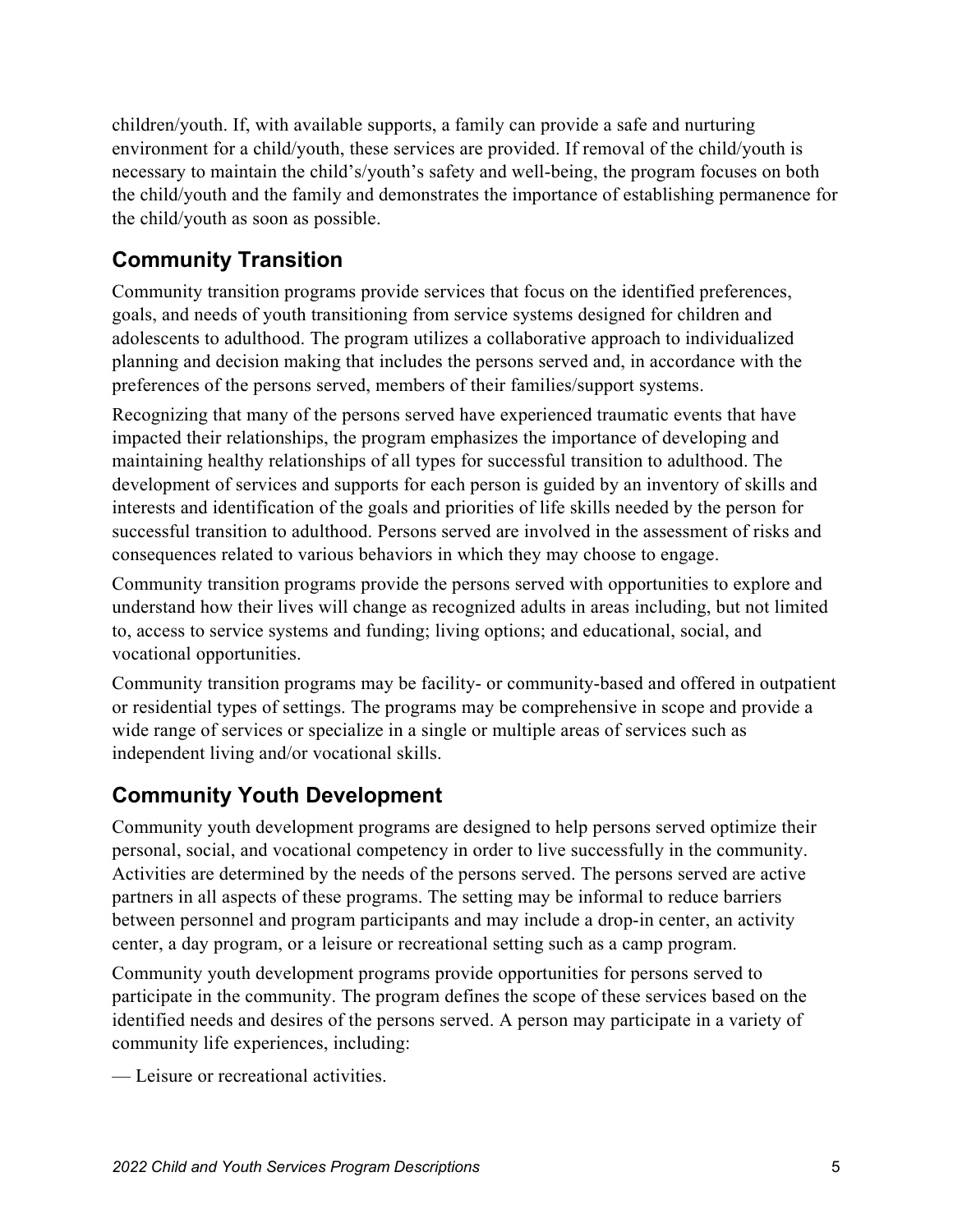children/youth. If, with available supports, a family can provide a safe and nurturing environment for a child/youth, these services are provided. If removal of the child/youth is necessary to maintain the child's/youth's safety and well-being, the program focuses on both the child/youth and the family and demonstrates the importance of establishing permanence for the child/youth as soon as possible.

## Community Transition

Community transition programs provide services that focus on the identified preferences, goals, and needs of youth transitioning from service systems designed for children and adolescents to adulthood. The program utilizes a collaborative approach to individualized planning and decision making that includes the persons served and, in accordance with the preferences of the persons served, members of their families/support systems.

Recognizing that many of the persons served have experienced traumatic events that have impacted their relationships, the program emphasizes the importance of developing and maintaining healthy relationships of all types for successful transition to adulthood. The development of services and supports for each person is guided by an inventory of skills and interests and identification of the goals and priorities of life skills needed by the person for successful transition to adulthood. Persons served are involved in the assessment of risks and consequences related to various behaviors in which they may choose to engage.

Community transition programs provide the persons served with opportunities to explore and understand how their lives will change as recognized adults in areas including, but not limited to, access to service systems and funding; living options; and educational, social, and vocational opportunities.

Community transition programs may be facility- or community-based and offered in outpatient or residential types of settings. The programs may be comprehensive in scope and provide a wide range of services or specialize in a single or multiple areas of services such as independent living and/or vocational skills.

## Community Youth Development

Community youth development programs are designed to help persons served optimize their personal, social, and vocational competency in order to live successfully in the community. Activities are determined by the needs of the persons served. The persons served are active partners in all aspects of these programs. The setting may be informal to reduce barriers between personnel and program participants and may include a drop-in center, an activity center, a day program, or a leisure or recreational setting such as a camp program.

Community youth development programs provide opportunities for persons served to participate in the community. The program defines the scope of these services based on the identified needs and desires of the persons served. A person may participate in a variety of community life experiences, including:

— Leisure or recreational activities.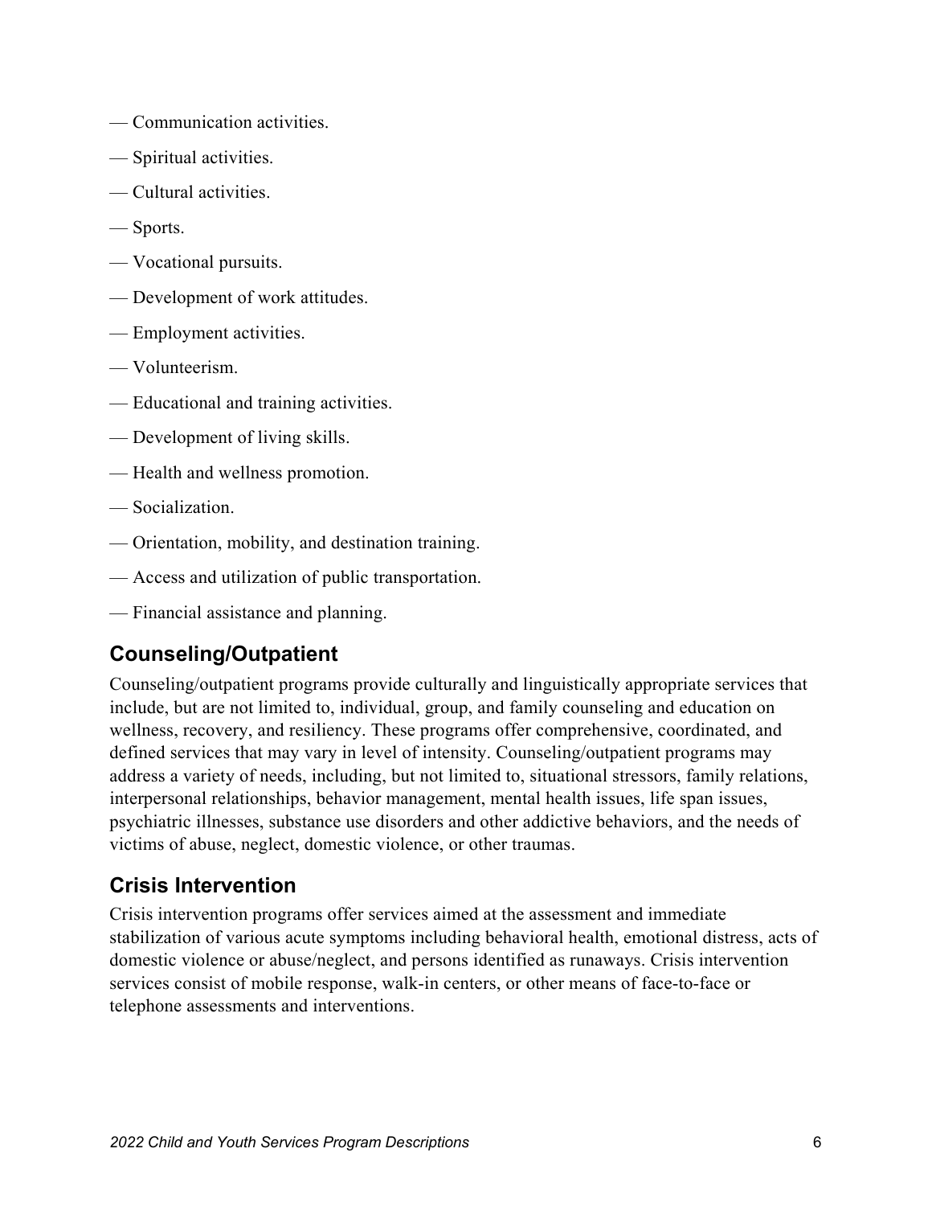— Communication activities.

— Spiritual activities.

— Cultural activities.

— Sports.

— Vocational pursuits.

— Development of work attitudes.

— Employment activities.

— Volunteerism.

— Educational and training activities.

— Development of living skills.

— Health and wellness promotion.

— Socialization.

— Orientation, mobility, and destination training.

— Access and utilization of public transportation.

— Financial assistance and planning.

## Counseling/Outpatient

Counseling/outpatient programs provide culturally and linguistically appropriate services that include, but are not limited to, individual, group, and family counseling and education on wellness, recovery, and resiliency. These programs offer comprehensive, coordinated, and defined services that may vary in level of intensity. Counseling/outpatient programs may address a variety of needs, including, but not limited to, situational stressors, family relations, interpersonal relationships, behavior management, mental health issues, life span issues, psychiatric illnesses, substance use disorders and other addictive behaviors, and the needs of victims of abuse, neglect, domestic violence, or other traumas.

## Crisis Intervention

Crisis intervention programs offer services aimed at the assessment and immediate stabilization of various acute symptoms including behavioral health, emotional distress, acts of domestic violence or abuse/neglect, and persons identified as runaways. Crisis intervention services consist of mobile response, walk-in centers, or other means of face-to-face or telephone assessments and interventions.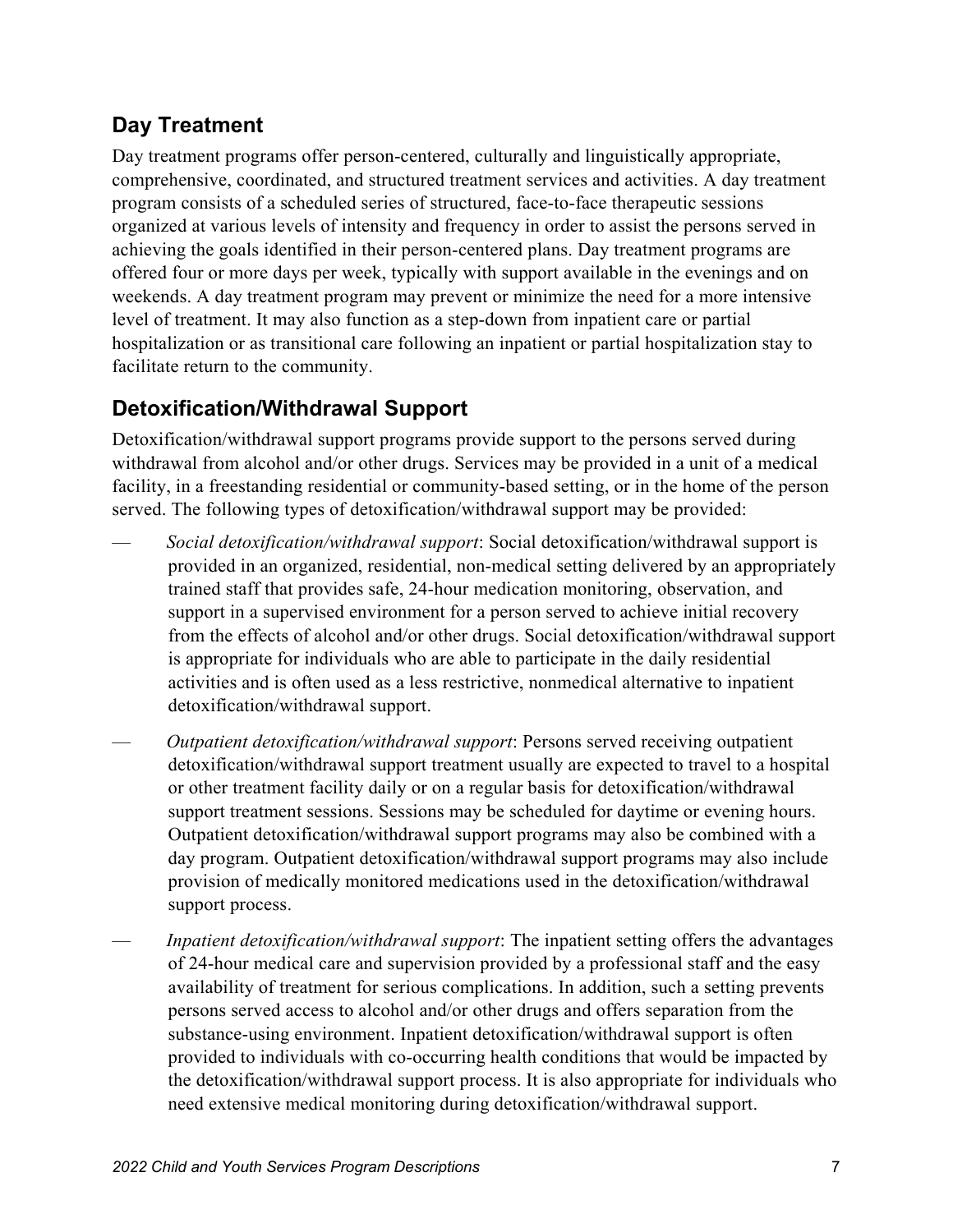## Day Treatment

Day treatment programs offer person-centered, culturally and linguistically appropriate, comprehensive, coordinated, and structured treatment services and activities. A day treatment program consists of a scheduled series of structured, face-to-face therapeutic sessions organized at various levels of intensity and frequency in order to assist the persons served in achieving the goals identified in their person-centered plans. Day treatment programs are offered four or more days per week, typically with support available in the evenings and on weekends. A day treatment program may prevent or minimize the need for a more intensive level of treatment. It may also function as a step-down from inpatient care or partial hospitalization or as transitional care following an inpatient or partial hospitalization stay to facilitate return to the community.

## Detoxification/Withdrawal Support

Detoxification/withdrawal support programs provide support to the persons served during withdrawal from alcohol and/or other drugs. Services may be provided in a unit of a medical facility, in a freestanding residential or community-based setting, or in the home of the person served. The following types of detoxification/withdrawal support may be provided:

- *Social detoxification/withdrawal support*: Social detoxification/withdrawal support is provided in an organized, residential, non-medical setting delivered by an appropriately trained staff that provides safe, 24-hour medication monitoring, observation, and support in a supervised environment for a person served to achieve initial recovery from the effects of alcohol and/or other drugs. Social detoxification/withdrawal support is appropriate for individuals who are able to participate in the daily residential activities and is often used as a less restrictive, nonmedical alternative to inpatient detoxification/withdrawal support.
- *Outpatient detoxification/withdrawal support*: Persons served receiving outpatient detoxification/withdrawal support treatment usually are expected to travel to a hospital or other treatment facility daily or on a regular basis for detoxification/withdrawal support treatment sessions. Sessions may be scheduled for daytime or evening hours. Outpatient detoxification/withdrawal support programs may also be combined with a day program. Outpatient detoxification/withdrawal support programs may also include provision of medically monitored medications used in the detoxification/withdrawal support process.
- *Inpatient detoxification/withdrawal support*: The inpatient setting offers the advantages of 24-hour medical care and supervision provided by a professional staff and the easy availability of treatment for serious complications. In addition, such a setting prevents persons served access to alcohol and/or other drugs and offers separation from the substance-using environment. Inpatient detoxification/withdrawal support is often provided to individuals with co-occurring health conditions that would be impacted by the detoxification/withdrawal support process. It is also appropriate for individuals who need extensive medical monitoring during detoxification/withdrawal support.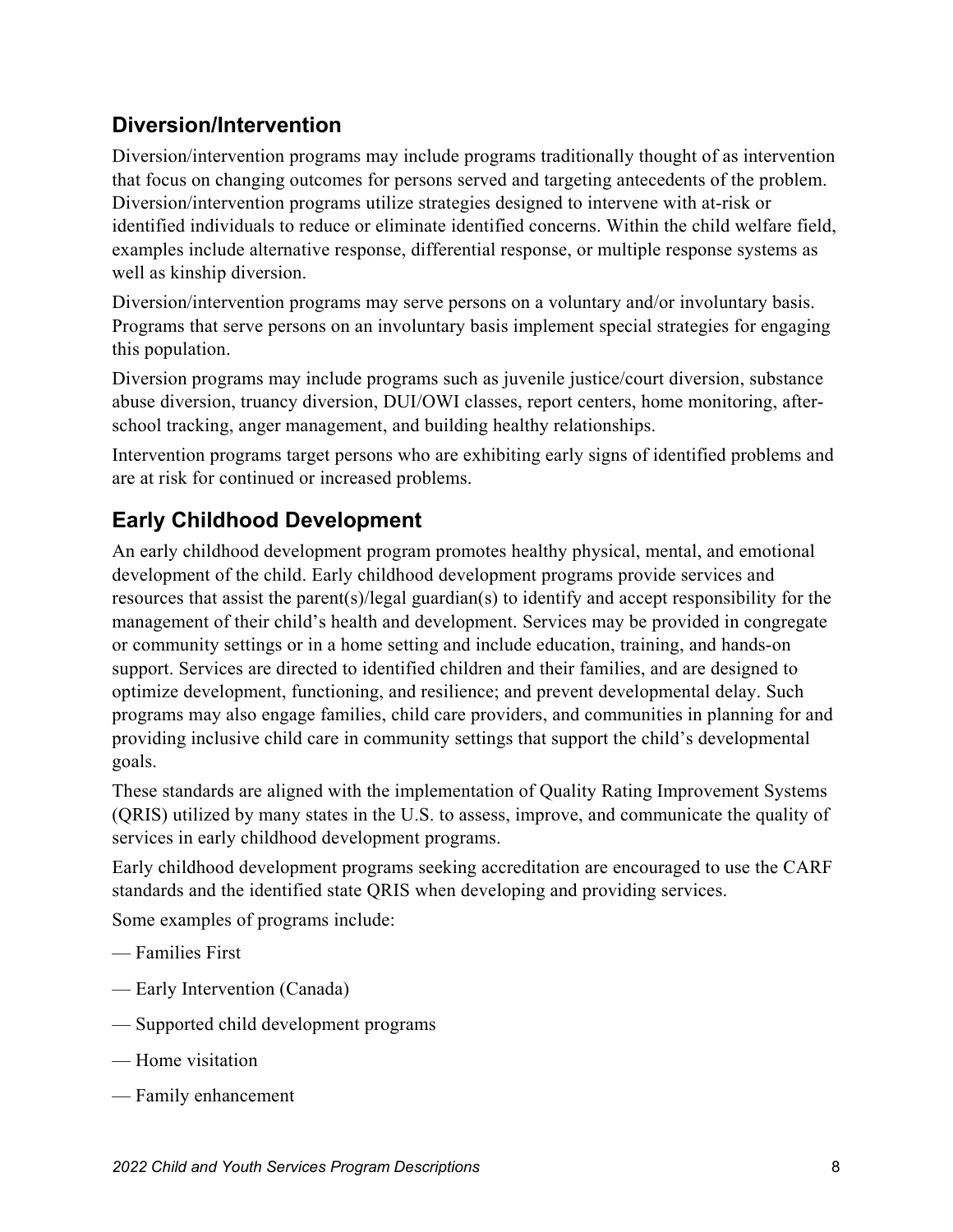## Diversion/Intervention

Diversion/intervention programs may include programs traditionally thought of as intervention that focus on changing outcomes for persons served and targeting antecedents of the problem. Diversion/intervention programs utilize strategies designed to intervene with at-risk or identified individuals to reduce or eliminate identified concerns. Within the child welfare field, examples include alternative response, differential response, or multiple response systems as well as kinship diversion.

Diversion/intervention programs may serve persons on a voluntary and/or involuntary basis. Programs that serve persons on an involuntary basis implement special strategies for engaging this population.

Diversion programs may include programs such as juvenile justice/court diversion, substance abuse diversion, truancy diversion, DUI/OWI classes, report centers, home monitoring, after-school tracking, anger management, and building healthy relationships.

Intervention programs target persons who are exhibiting early signs of identified problems and are at risk for continued or increased problems.

## Early Childhood Development

An early childhood development program promotes healthy physical, mental, and emotional development of the child. Early childhood development programs provide services and resources that assist the parent(s)/legal guardian(s) to identify and accept responsibility for the management of their child's health and development. Services may be provided in congregate or community settings or in a home setting and include education, training, and hands-on support. Services are directed to identified children and their families, and are designed to optimize development, functioning, and resilience; and prevent developmental delay. Such programs may also engage families, child care providers, and communities in planning for and providing inclusive child care in community settings that support the child's developmental goals.

These standards are aligned with the implementation of Quality Rating Improvement Systems (QRIS) utilized by many states in the U.S. to assess, improve, and communicate the quality of services in early childhood development programs.

Early childhood development programs seeking accreditation are encouraged to use the CARF standards and the identified state QRIS when developing and providing services.

Some examples of programs include:

— Families First

— Early Intervention (Canada)

— Supported child development programs

— Home visitation

— Family enhancement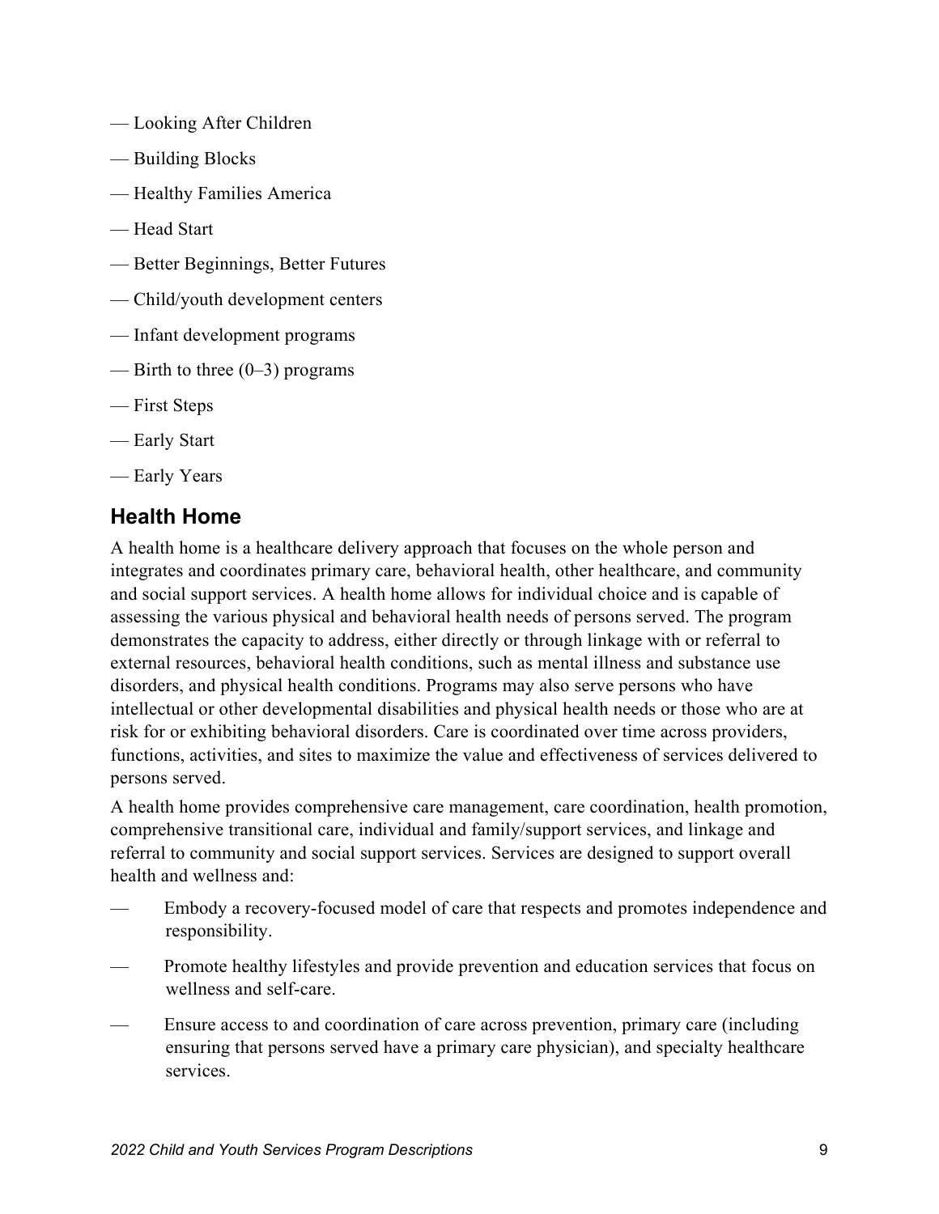— Looking After Children

— Building Blocks

— Healthy Families America

— Head Start

— Better Beginnings, Better Futures

— Child/youth development centers

— Infant development programs

— Birth to three (0–3) programs

— First Steps

— Early Start

— Early Years

## Health Home

A health home is a healthcare delivery approach that focuses on the whole person and integrates and coordinates primary care, behavioral health, other healthcare, and community and social support services. A health home allows for individual choice and is capable of assessing the various physical and behavioral health needs of persons served. The program demonstrates the capacity to address, either directly or through linkage with or referral to external resources, behavioral health conditions, such as mental illness and substance use disorders, and physical health conditions. Programs may also serve persons who have intellectual or other developmental disabilities and physical health needs or those who are at risk for or exhibiting behavioral disorders. Care is coordinated over time across providers, functions, activities, and sites to maximize the value and effectiveness of services delivered to persons served.

A health home provides comprehensive care management, care coordination, health promotion, comprehensive transitional care, individual and family/support services, and linkage and referral to community and social support services. Services are designed to support overall health and wellness and:

— Embody a recovery-focused model of care that respects and promotes independence and responsibility.

— Promote healthy lifestyles and provide prevention and education services that focus on wellness and self-care.

— Ensure access to and coordination of care across prevention, primary care (including ensuring that persons served have a primary care physician), and specialty healthcare services.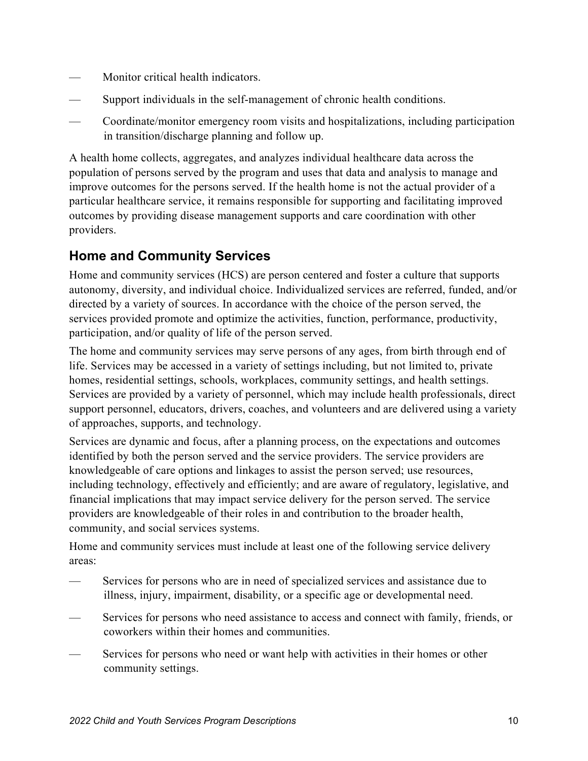- Monitor critical health indicators.
- Support individuals in the self-management of chronic health conditions.
- Coordinate/monitor emergency room visits and hospitalizations, including participation in transition/discharge planning and follow up.

A health home collects, aggregates, and analyzes individual healthcare data across the population of persons served by the program and uses that data and analysis to manage and improve outcomes for the persons served. If the health home is not the actual provider of a particular healthcare service, it remains responsible for supporting and facilitating improved outcomes by providing disease management supports and care coordination with other providers.

## Home and Community Services

Home and community services (HCS) are person centered and foster a culture that supports autonomy, diversity, and individual choice. Individualized services are referred, funded, and/or directed by a variety of sources. In accordance with the choice of the person served, the services provided promote and optimize the activities, function, performance, productivity, participation, and/or quality of life of the person served.

The home and community services may serve persons of any ages, from birth through end of life. Services may be accessed in a variety of settings including, but not limited to, private homes, residential settings, schools, workplaces, community settings, and health settings. Services are provided by a variety of personnel, which may include health professionals, direct support personnel, educators, drivers, coaches, and volunteers and are delivered using a variety of approaches, supports, and technology.

Services are dynamic and focus, after a planning process, on the expectations and outcomes identified by both the person served and the service providers. The service providers are knowledgeable of care options and linkages to assist the person served; use resources, including technology, effectively and efficiently; and are aware of regulatory, legislative, and financial implications that may impact service delivery for the person served. The service providers are knowledgeable of their roles in and contribution to the broader health, community, and social services systems.

Home and community services must include at least one of the following service delivery areas:

- Services for persons who are in need of specialized services and assistance due to illness, injury, impairment, disability, or a specific age or developmental need.
- Services for persons who need assistance to access and connect with family, friends, or coworkers within their homes and communities.
- Services for persons who need or want help with activities in their homes or other community settings.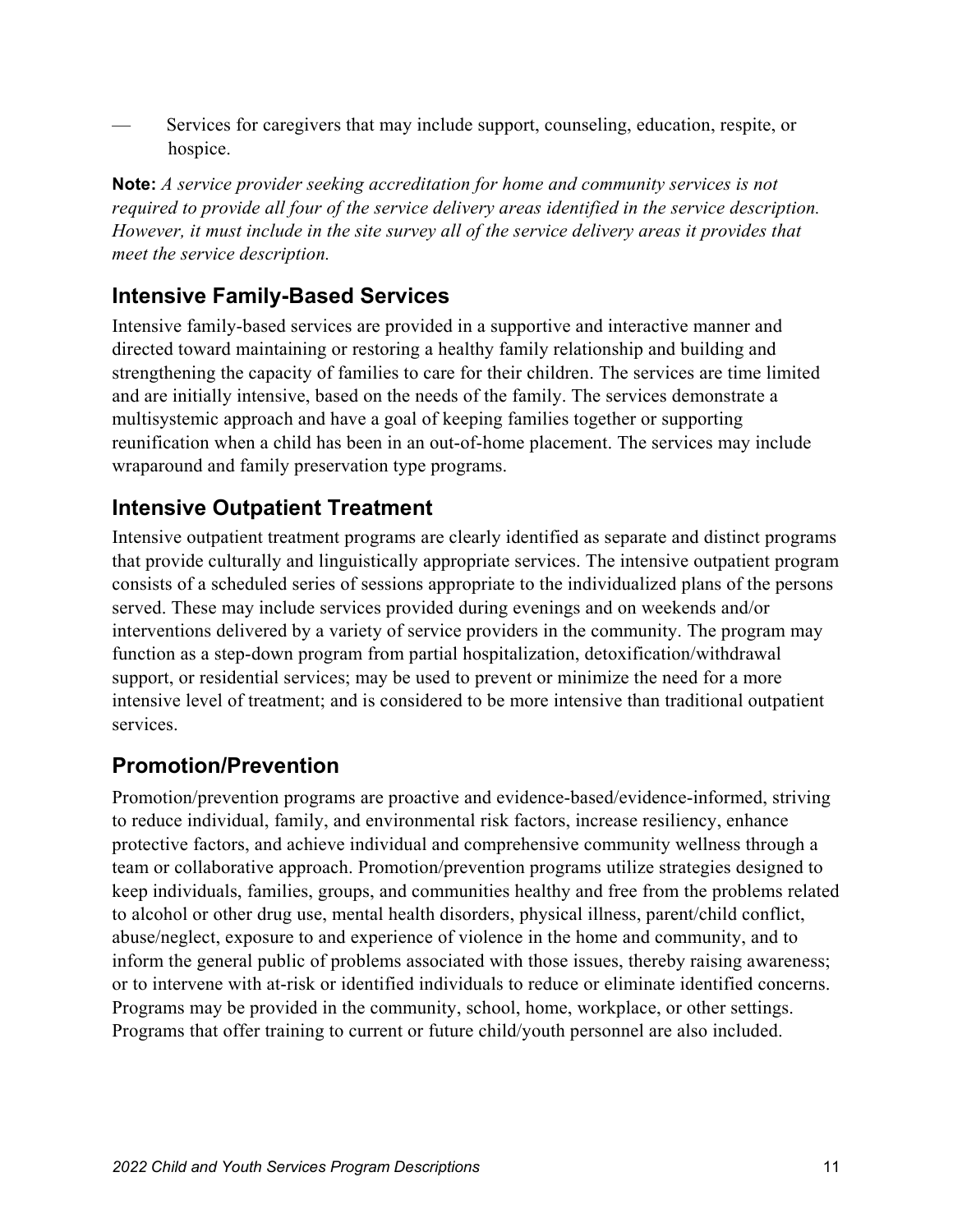— Services for caregivers that may include support, counseling, education, respite, or hospice.

**Note:** *A service provider seeking accreditation for home and community services is not required to provide all four of the service delivery areas identified in the service description. However, it must include in the site survey all of the service delivery areas it provides that meet the service description.*

## Intensive Family-Based Services

Intensive family-based services are provided in a supportive and interactive manner and directed toward maintaining or restoring a healthy family relationship and building and strengthening the capacity of families to care for their children. The services are time limited and are initially intensive, based on the needs of the family. The services demonstrate a multisystemic approach and have a goal of keeping families together or supporting reunification when a child has been in an out-of-home placement. The services may include wraparound and family preservation type programs.

## Intensive Outpatient Treatment

Intensive outpatient treatment programs are clearly identified as separate and distinct programs that provide culturally and linguistically appropriate services. The intensive outpatient program consists of a scheduled series of sessions appropriate to the individualized plans of the persons served. These may include services provided during evenings and on weekends and/or interventions delivered by a variety of service providers in the community. The program may function as a step-down program from partial hospitalization, detoxification/withdrawal support, or residential services; may be used to prevent or minimize the need for a more intensive level of treatment; and is considered to be more intensive than traditional outpatient services.

## Promotion/Prevention

Promotion/prevention programs are proactive and evidence-based/evidence-informed, striving to reduce individual, family, and environmental risk factors, increase resiliency, enhance protective factors, and achieve individual and comprehensive community wellness through a team or collaborative approach. Promotion/prevention programs utilize strategies designed to keep individuals, families, groups, and communities healthy and free from the problems related to alcohol or other drug use, mental health disorders, physical illness, parent/child conflict, abuse/neglect, exposure to and experience of violence in the home and community, and to inform the general public of problems associated with those issues, thereby raising awareness; or to intervene with at-risk or identified individuals to reduce or eliminate identified concerns. Programs may be provided in the community, school, home, workplace, or other settings. Programs that offer training to current or future child/youth personnel are also included.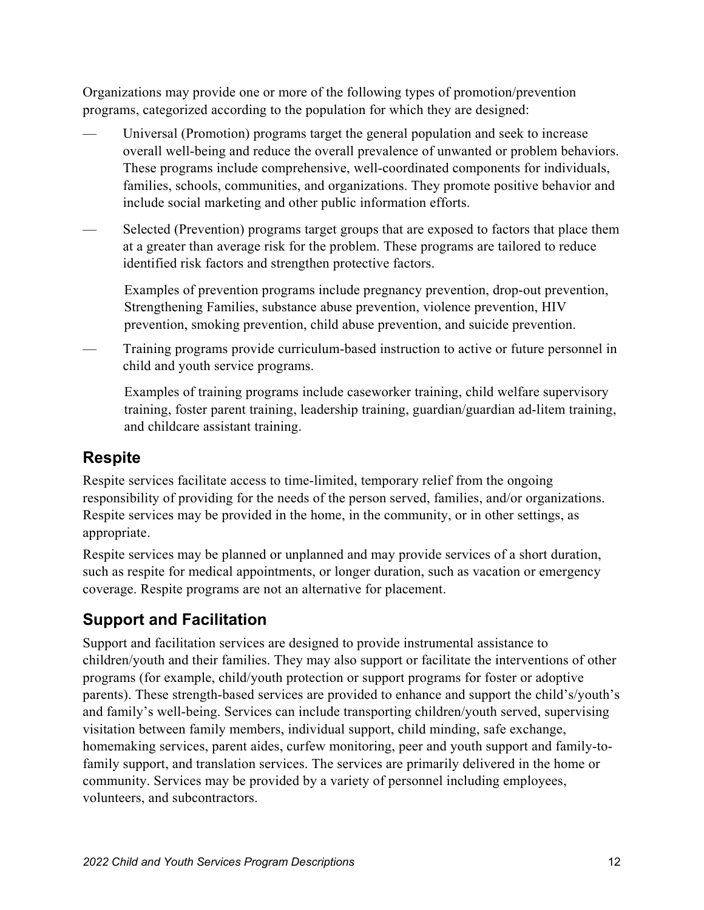Organizations may provide one or more of the following types of promotion/prevention programs, categorized according to the population for which they are designed:

- Universal (Promotion) programs target the general population and seek to increase overall well-being and reduce the overall prevalence of unwanted or problem behaviors. These programs include comprehensive, well-coordinated components for individuals, families, schools, communities, and organizations. They promote positive behavior and include social marketing and other public information efforts.
- Selected (Prevention) programs target groups that are exposed to factors that place them at a greater than average risk for the problem. These programs are tailored to reduce identified risk factors and strengthen protective factors.

  Examples of prevention programs include pregnancy prevention, drop-out prevention, Strengthening Families, substance abuse prevention, violence prevention, HIV prevention, smoking prevention, child abuse prevention, and suicide prevention.
- Training programs provide curriculum-based instruction to active or future personnel in child and youth service programs.

  Examples of training programs include caseworker training, child welfare supervisory training, foster parent training, leadership training, guardian/guardian ad-litem training, and childcare assistant training.

## Respite

Respite services facilitate access to time-limited, temporary relief from the ongoing responsibility of providing for the needs of the person served, families, and/or organizations. Respite services may be provided in the home, in the community, or in other settings, as appropriate.

Respite services may be planned or unplanned and may provide services of a short duration, such as respite for medical appointments, or longer duration, such as vacation or emergency coverage. Respite programs are not an alternative for placement.

## Support and Facilitation

Support and facilitation services are designed to provide instrumental assistance to children/youth and their families. They may also support or facilitate the interventions of other programs (for example, child/youth protection or support programs for foster or adoptive parents). These strength-based services are provided to enhance and support the child's/youth's and family's well-being. Services can include transporting children/youth served, supervising visitation between family members, individual support, child minding, safe exchange, homemaking services, parent aides, curfew monitoring, peer and youth support and family-to-family support, and translation services. The services are primarily delivered in the home or community. Services may be provided by a variety of personnel including employees, volunteers, and subcontractors.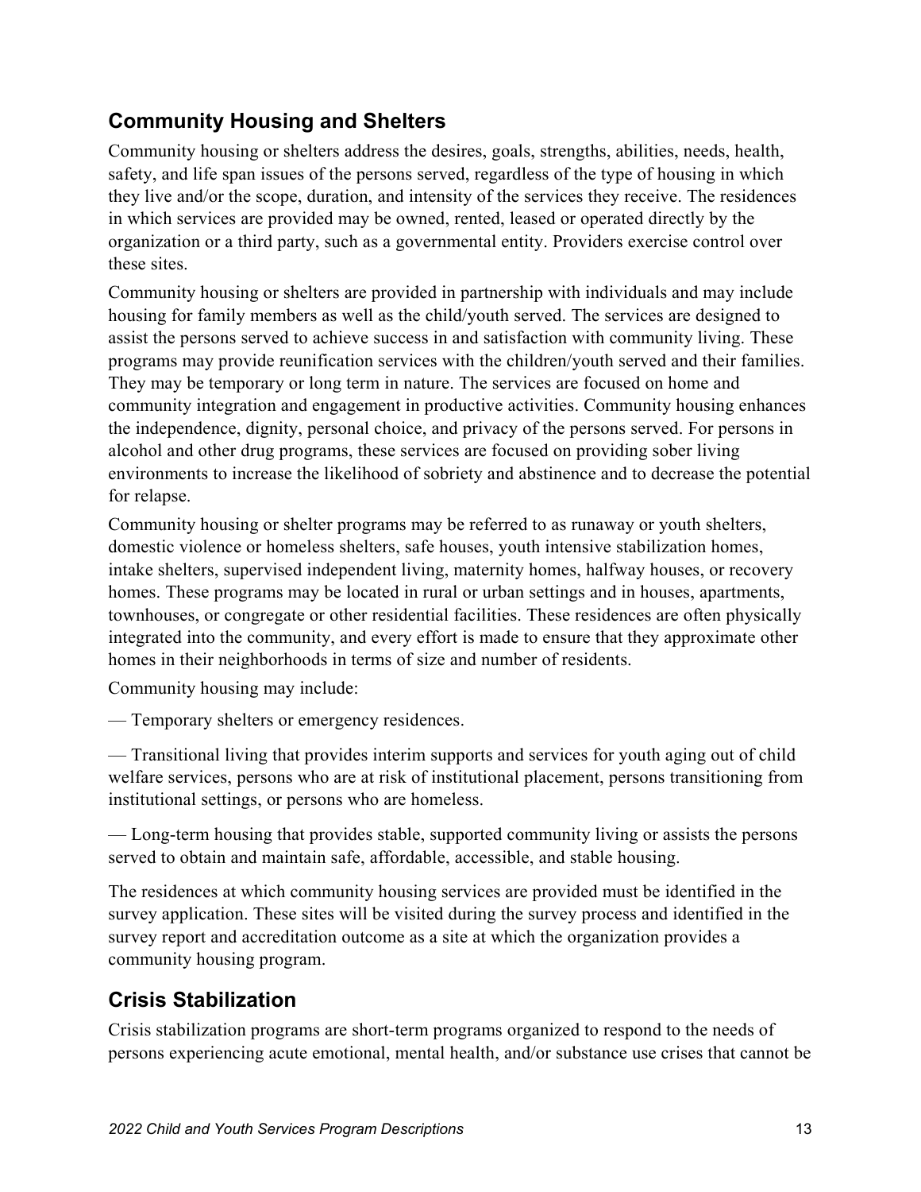## Community Housing and Shelters

Community housing or shelters address the desires, goals, strengths, abilities, needs, health, safety, and life span issues of the persons served, regardless of the type of housing in which they live and/or the scope, duration, and intensity of the services they receive. The residences in which services are provided may be owned, rented, leased or operated directly by the organization or a third party, such as a governmental entity. Providers exercise control over these sites.

Community housing or shelters are provided in partnership with individuals and may include housing for family members as well as the child/youth served. The services are designed to assist the persons served to achieve success in and satisfaction with community living. These programs may provide reunification services with the children/youth served and their families. They may be temporary or long term in nature. The services are focused on home and community integration and engagement in productive activities. Community housing enhances the independence, dignity, personal choice, and privacy of the persons served. For persons in alcohol and other drug programs, these services are focused on providing sober living environments to increase the likelihood of sobriety and abstinence and to decrease the potential for relapse.

Community housing or shelter programs may be referred to as runaway or youth shelters, domestic violence or homeless shelters, safe houses, youth intensive stabilization homes, intake shelters, supervised independent living, maternity homes, halfway houses, or recovery homes. These programs may be located in rural or urban settings and in houses, apartments, townhouses, or congregate or other residential facilities. These residences are often physically integrated into the community, and every effort is made to ensure that they approximate other homes in their neighborhoods in terms of size and number of residents.

Community housing may include:

— Temporary shelters or emergency residences.

— Transitional living that provides interim supports and services for youth aging out of child welfare services, persons who are at risk of institutional placement, persons transitioning from institutional settings, or persons who are homeless.

— Long-term housing that provides stable, supported community living or assists the persons served to obtain and maintain safe, affordable, accessible, and stable housing.

The residences at which community housing services are provided must be identified in the survey application. These sites will be visited during the survey process and identified in the survey report and accreditation outcome as a site at which the organization provides a community housing program.

## Crisis Stabilization

Crisis stabilization programs are short-term programs organized to respond to the needs of persons experiencing acute emotional, mental health, and/or substance use crises that cannot be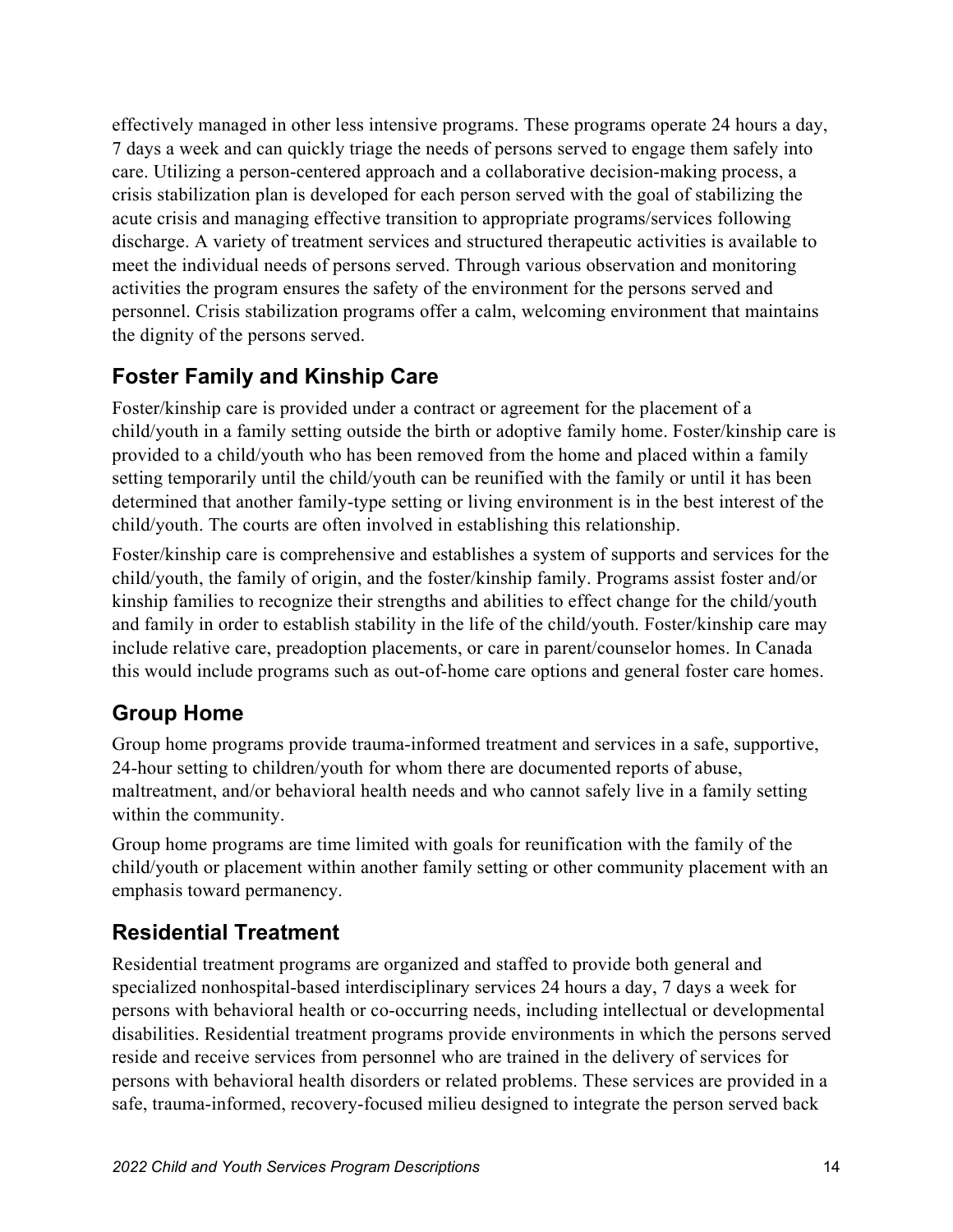effectively managed in other less intensive programs. These programs operate 24 hours a day, 7 days a week and can quickly triage the needs of persons served to engage them safely into care. Utilizing a person-centered approach and a collaborative decision-making process, a crisis stabilization plan is developed for each person served with the goal of stabilizing the acute crisis and managing effective transition to appropriate programs/services following discharge. A variety of treatment services and structured therapeutic activities is available to meet the individual needs of persons served. Through various observation and monitoring activities the program ensures the safety of the environment for the persons served and personnel. Crisis stabilization programs offer a calm, welcoming environment that maintains the dignity of the persons served.

## Foster Family and Kinship Care

Foster/kinship care is provided under a contract or agreement for the placement of a child/youth in a family setting outside the birth or adoptive family home. Foster/kinship care is provided to a child/youth who has been removed from the home and placed within a family setting temporarily until the child/youth can be reunified with the family or until it has been determined that another family-type setting or living environment is in the best interest of the child/youth. The courts are often involved in establishing this relationship.

Foster/kinship care is comprehensive and establishes a system of supports and services for the child/youth, the family of origin, and the foster/kinship family. Programs assist foster and/or kinship families to recognize their strengths and abilities to effect change for the child/youth and family in order to establish stability in the life of the child/youth. Foster/kinship care may include relative care, preadoption placements, or care in parent/counselor homes. In Canada this would include programs such as out-of-home care options and general foster care homes.

## Group Home

Group home programs provide trauma-informed treatment and services in a safe, supportive, 24-hour setting to children/youth for whom there are documented reports of abuse, maltreatment, and/or behavioral health needs and who cannot safely live in a family setting within the community.

Group home programs are time limited with goals for reunification with the family of the child/youth or placement within another family setting or other community placement with an emphasis toward permanency.

## Residential Treatment

Residential treatment programs are organized and staffed to provide both general and specialized nonhospital-based interdisciplinary services 24 hours a day, 7 days a week for persons with behavioral health or co-occurring needs, including intellectual or developmental disabilities. Residential treatment programs provide environments in which the persons served reside and receive services from personnel who are trained in the delivery of services for persons with behavioral health disorders or related problems. These services are provided in a safe, trauma-informed, recovery-focused milieu designed to integrate the person served back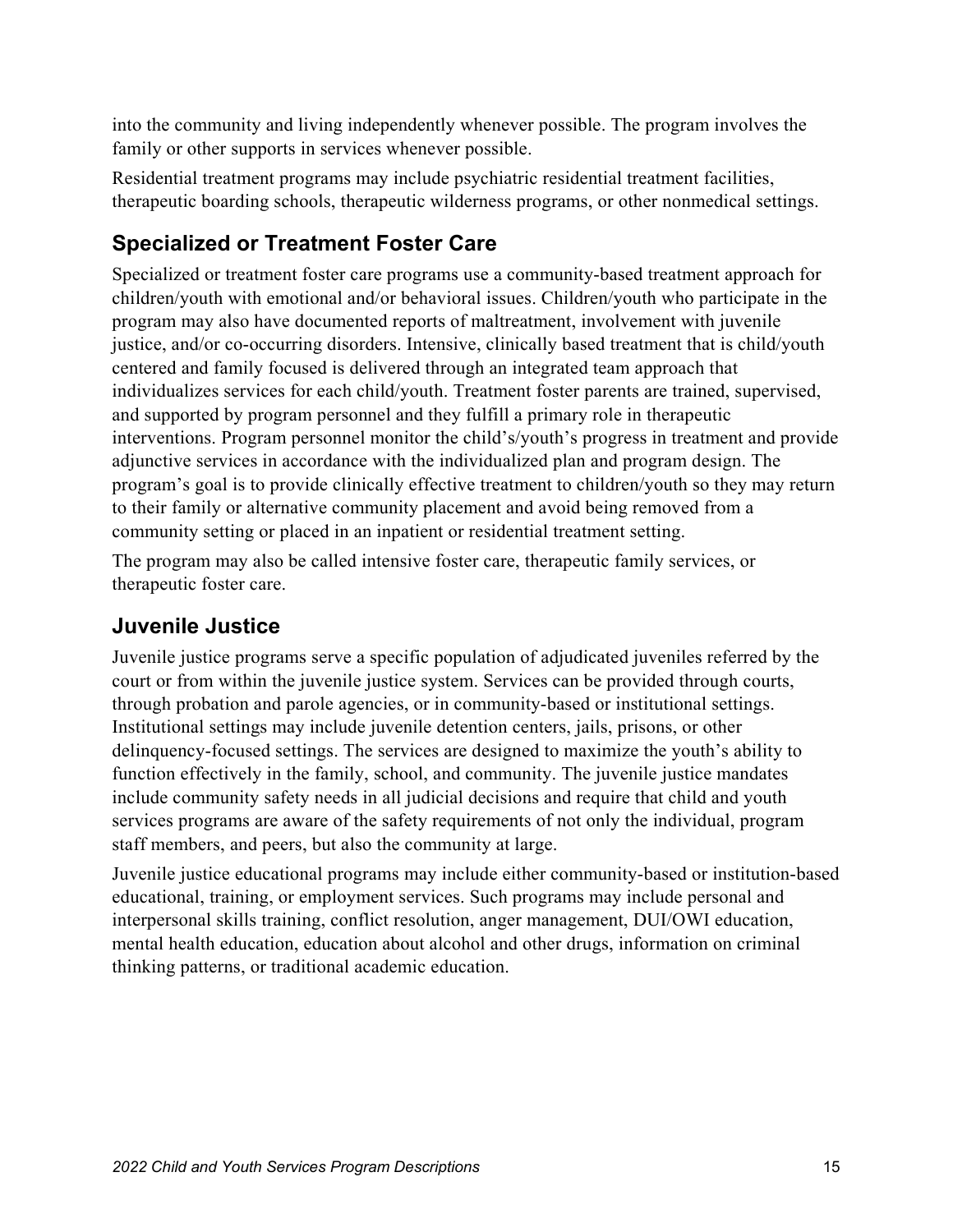into the community and living independently whenever possible. The program involves the family or other supports in services whenever possible.

Residential treatment programs may include psychiatric residential treatment facilities, therapeutic boarding schools, therapeutic wilderness programs, or other nonmedical settings.

## Specialized or Treatment Foster Care

Specialized or treatment foster care programs use a community-based treatment approach for children/youth with emotional and/or behavioral issues. Children/youth who participate in the program may also have documented reports of maltreatment, involvement with juvenile justice, and/or co-occurring disorders. Intensive, clinically based treatment that is child/youth centered and family focused is delivered through an integrated team approach that individualizes services for each child/youth. Treatment foster parents are trained, supervised, and supported by program personnel and they fulfill a primary role in therapeutic interventions. Program personnel monitor the child's/youth's progress in treatment and provide adjunctive services in accordance with the individualized plan and program design. The program's goal is to provide clinically effective treatment to children/youth so they may return to their family or alternative community placement and avoid being removed from a community setting or placed in an inpatient or residential treatment setting.

The program may also be called intensive foster care, therapeutic family services, or therapeutic foster care.

## Juvenile Justice

Juvenile justice programs serve a specific population of adjudicated juveniles referred by the court or from within the juvenile justice system. Services can be provided through courts, through probation and parole agencies, or in community-based or institutional settings. Institutional settings may include juvenile detention centers, jails, prisons, or other delinquency-focused settings. The services are designed to maximize the youth's ability to function effectively in the family, school, and community. The juvenile justice mandates include community safety needs in all judicial decisions and require that child and youth services programs are aware of the safety requirements of not only the individual, program staff members, and peers, but also the community at large.

Juvenile justice educational programs may include either community-based or institution-based educational, training, or employment services. Such programs may include personal and interpersonal skills training, conflict resolution, anger management, DUI/OWI education, mental health education, education about alcohol and other drugs, information on criminal thinking patterns, or traditional academic education.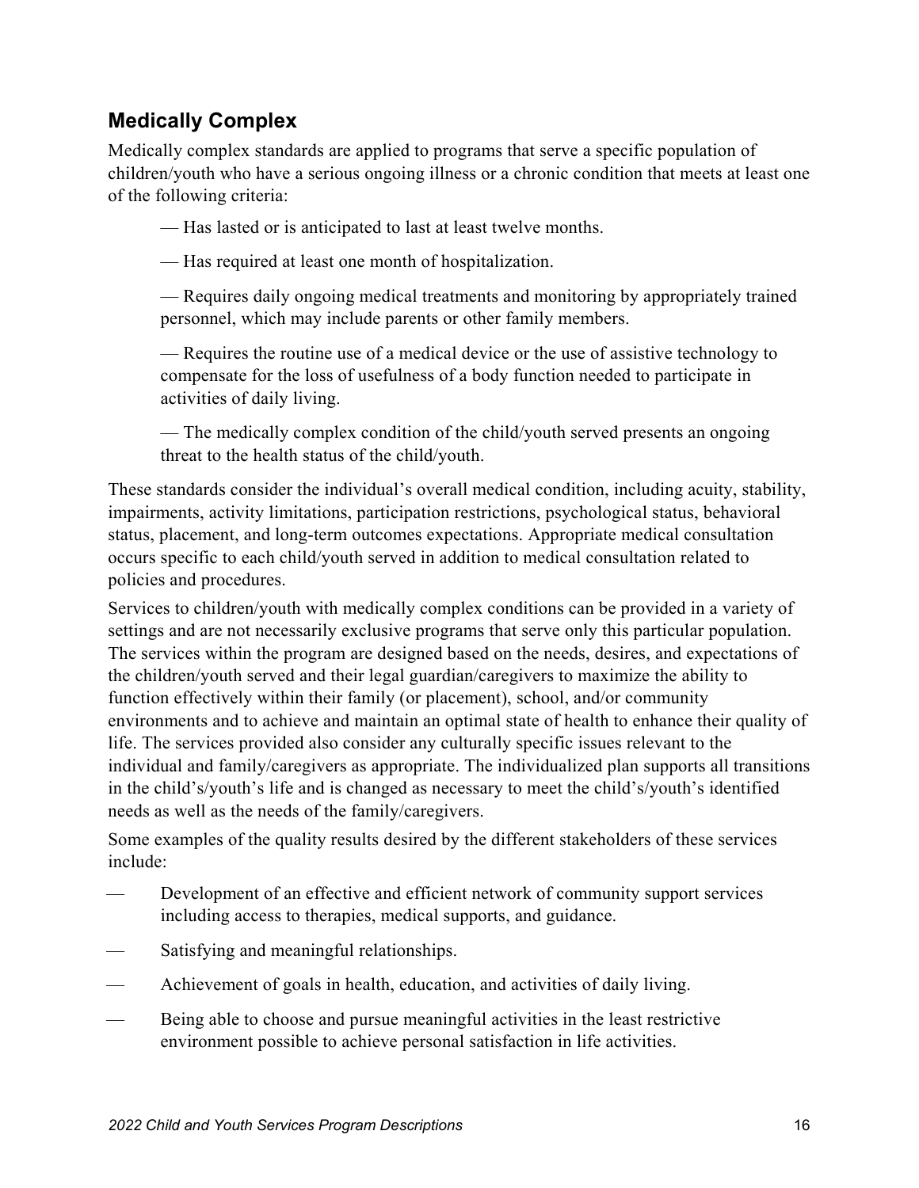## Medically Complex

Medically complex standards are applied to programs that serve a specific population of children/youth who have a serious ongoing illness or a chronic condition that meets at least one of the following criteria:

- Has lasted or is anticipated to last at least twelve months.
- Has required at least one month of hospitalization.
- Requires daily ongoing medical treatments and monitoring by appropriately trained personnel, which may include parents or other family members.
- Requires the routine use of a medical device or the use of assistive technology to compensate for the loss of usefulness of a body function needed to participate in activities of daily living.
- The medically complex condition of the child/youth served presents an ongoing threat to the health status of the child/youth.

These standards consider the individual's overall medical condition, including acuity, stability, impairments, activity limitations, participation restrictions, psychological status, behavioral status, placement, and long-term outcomes expectations. Appropriate medical consultation occurs specific to each child/youth served in addition to medical consultation related to policies and procedures.

Services to children/youth with medically complex conditions can be provided in a variety of settings and are not necessarily exclusive programs that serve only this particular population. The services within the program are designed based on the needs, desires, and expectations of the children/youth served and their legal guardian/caregivers to maximize the ability to function effectively within their family (or placement), school, and/or community environments and to achieve and maintain an optimal state of health to enhance their quality of life. The services provided also consider any culturally specific issues relevant to the individual and family/caregivers as appropriate. The individualized plan supports all transitions in the child's/youth's life and is changed as necessary to meet the child's/youth's identified needs as well as the needs of the family/caregivers.

Some examples of the quality results desired by the different stakeholders of these services include:

- Development of an effective and efficient network of community support services including access to therapies, medical supports, and guidance.
- Satisfying and meaningful relationships.
- Achievement of goals in health, education, and activities of daily living.
- Being able to choose and pursue meaningful activities in the least restrictive environment possible to achieve personal satisfaction in life activities.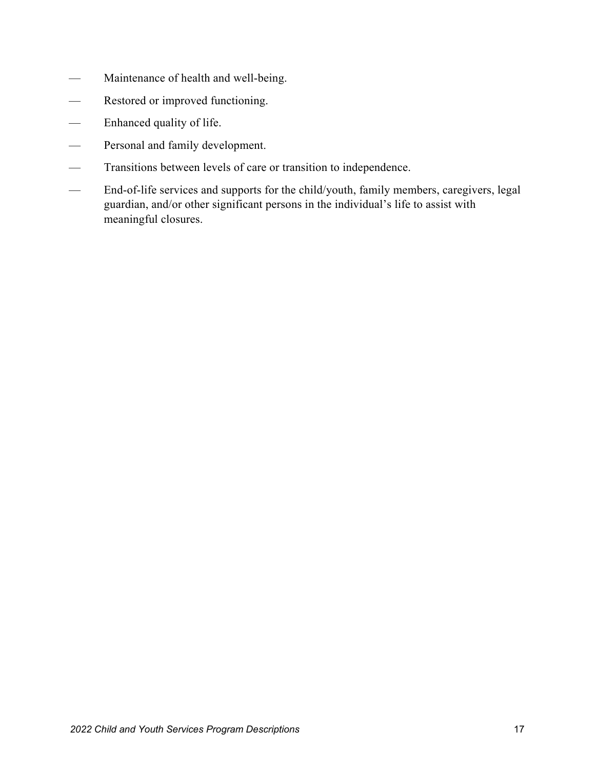- Maintenance of health and well-being.
- Restored or improved functioning.
- Enhanced quality of life.
- Personal and family development.
- Transitions between levels of care or transition to independence.
- End-of-life services and supports for the child/youth, family members, caregivers, legal guardian, and/or other significant persons in the individual's life to assist with meaningful closures.